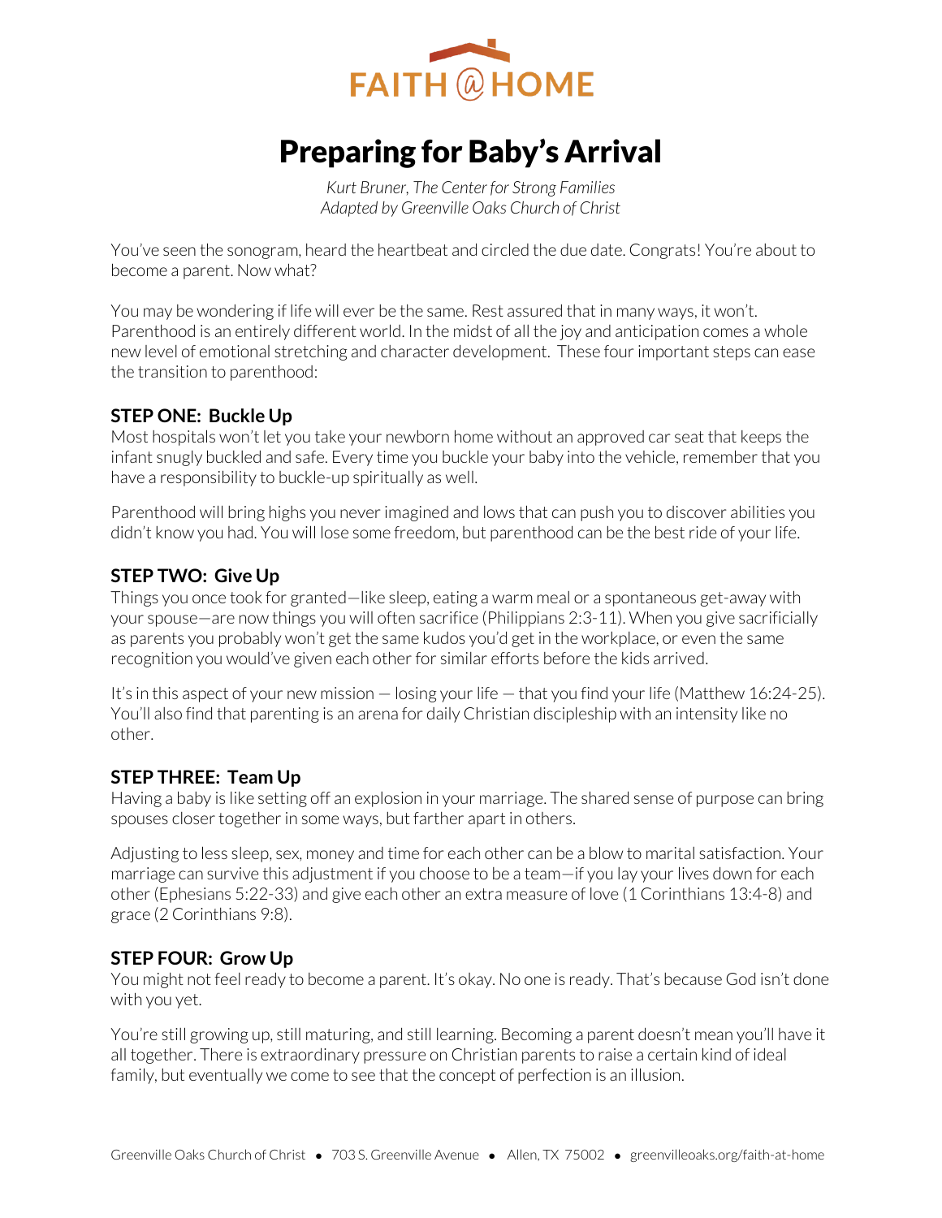FAITH @ HOME

# Preparing for Baby's Arrival

*Kurt Bruner, The Center for Strong Families*
*Adapted by Greenville Oaks Church of Christ*

You've seen the sonogram, heard the heartbeat and circled the due date. Congrats! You're about to become a parent. Now what?

You may be wondering if life will ever be the same. Rest assured that in many ways, it won't. Parenthood is an entirely different world. In the midst of all the joy and anticipation comes a whole new level of emotional stretching and character development. These four important steps can ease the transition to parenthood:

### STEP ONE: Buckle Up

Most hospitals won't let you take your newborn home without an approved car seat that keeps the infant snugly buckled and safe. Every time you buckle your baby into the vehicle, remember that you have a responsibility to buckle-up spiritually as well.

Parenthood will bring highs you never imagined and lows that can push you to discover abilities you didn't know you had. You will lose some freedom, but parenthood can be the best ride of your life.

### STEP TWO: Give Up

Things you once took for granted—like sleep, eating a warm meal or a spontaneous get-away with your spouse—are now things you will often sacrifice (Philippians 2:3-11). When you give sacrificially as parents you probably won't get the same kudos you'd get in the workplace, or even the same recognition you would've given each other for similar efforts before the kids arrived.

It's in this aspect of your new mission — losing your life — that you find your life (Matthew 16:24-25). You'll also find that parenting is an arena for daily Christian discipleship with an intensity like no other.

### STEP THREE: Team Up

Having a baby is like setting off an explosion in your marriage. The shared sense of purpose can bring spouses closer together in some ways, but farther apart in others.

Adjusting to less sleep, sex, money and time for each other can be a blow to marital satisfaction. Your marriage can survive this adjustment if you choose to be a team—if you lay your lives down for each other (Ephesians 5:22-33) and give each other an extra measure of love (1 Corinthians 13:4-8) and grace (2 Corinthians 9:8).

### STEP FOUR: Grow Up

You might not feel ready to become a parent. It's okay. No one is ready. That's because God isn't done with you yet.

You're still growing up, still maturing, and still learning. Becoming a parent doesn't mean you'll have it all together. There is extraordinary pressure on Christian parents to raise a certain kind of ideal family, but eventually we come to see that the concept of perfection is an illusion.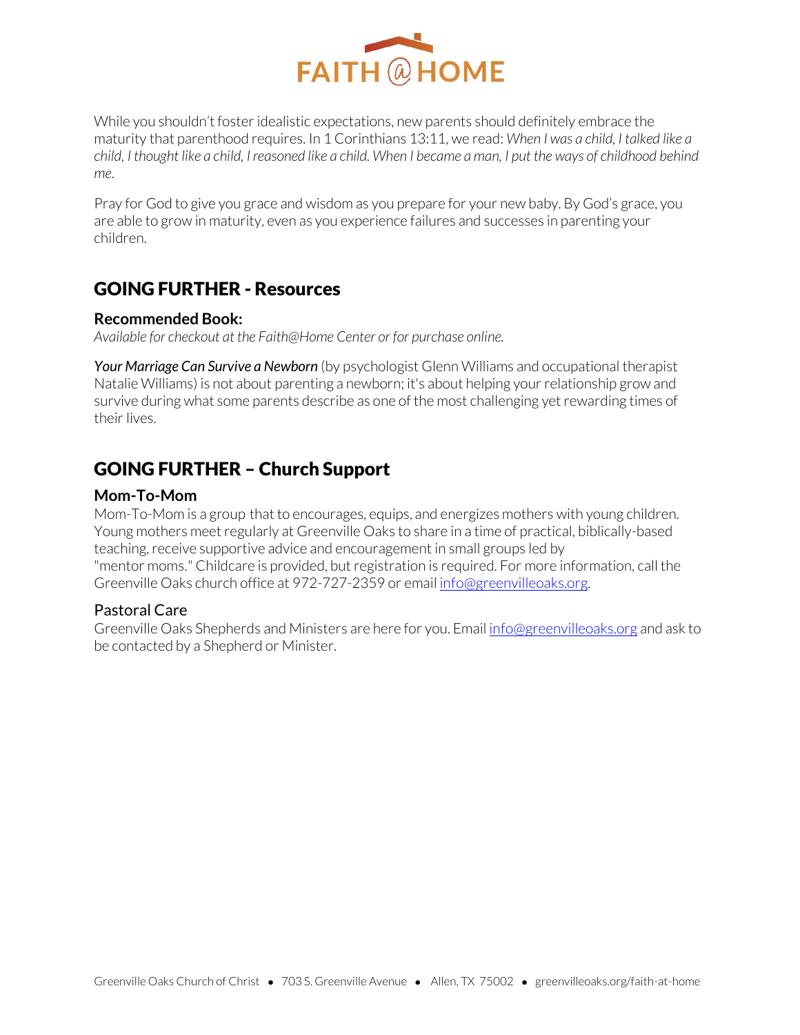While you shouldn't foster idealistic expectations, new parents should definitely embrace the maturity that parenthood requires. In 1 Corinthians 13:11, we read: *When I was a child, I talked like a child, I thought like a child, I reasoned like a child. When I became a man, I put the ways of childhood behind me.*

Pray for God to give you grace and wisdom as you prepare for your new baby. By God's grace, you are able to grow in maturity, even as you experience failures and successes in parenting your children.

## GOING FURTHER - Resources

### Recommended Book:

*Available for checkout at the Faith@Home Center or for purchase online.*

***Your Marriage Can Survive a Newborn*** (by psychologist Glenn Williams and occupational therapist Natalie Williams) is not about parenting a newborn; it's about helping your relationship grow and survive during what some parents describe as one of the most challenging yet rewarding times of their lives.

## GOING FURTHER – Church Support

### Mom-To-Mom

Mom-To-Mom is a group that to encourages, equips, and energizes mothers with young children. Young mothers meet regularly at Greenville Oaks to share in a time of practical, biblically-based teaching, receive supportive advice and encouragement in small groups led by "mentor moms." Childcare is provided, but registration is required. For more information, call the Greenville Oaks church office at 972-727-2359 or email info@greenvilleoaks.org.

### Pastoral Care

Greenville Oaks Shepherds and Ministers are here for you. Email info@greenvilleoaks.org and ask to be contacted by a Shepherd or Minister.